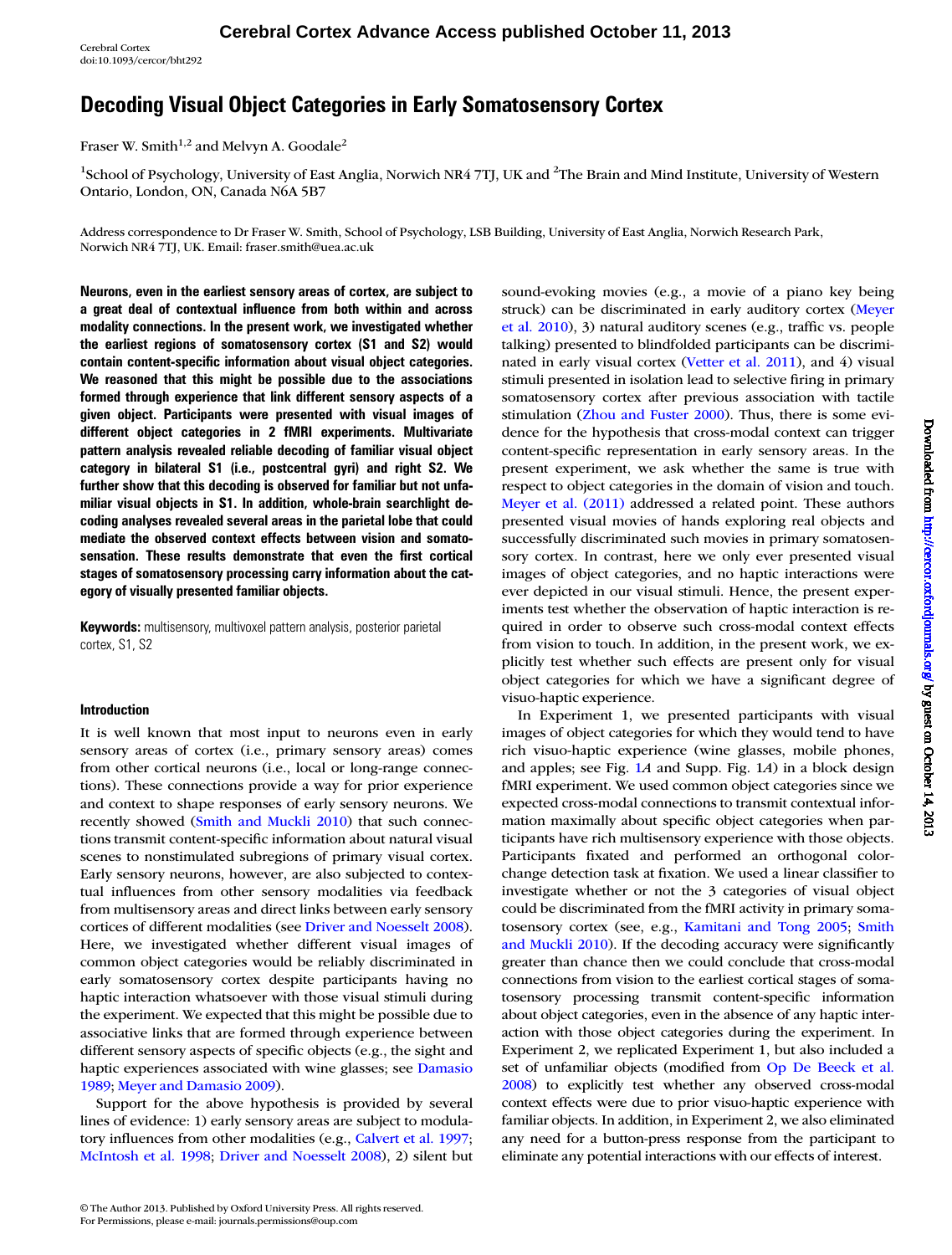# Decoding Visual Object Categories in Early Somatosensory Cortex

Fraser W. Smith[1,2] and Melvyn A. Goodale[2]

[1]School of Psychology, University of East Anglia, Norwich NR4 7TJ, UK and [2]The Brain and Mind Institute, University of Western Ontario, London, ON, Canada N6A 5B7

Address correspondence to Dr Fraser W. Smith, School of Psychology, LSB Building, University of East Anglia, Norwich Research Park, Norwich NR4 7TJ, UK. Email: fraser.smith@uea.ac.uk

**Neurons, even in the earliest sensory areas of cortex, are subject to a great deal of contextual influence from both within and across modality connections. In the present work, we investigated whether the earliest regions of somatosensory cortex (S1 and S2) would contain content-specific information about visual object categories. We reasoned that this might be possible due to the associations formed through experience that link different sensory aspects of a given object. Participants were presented with visual images of different object categories in 2 fMRI experiments. Multivariate pattern analysis revealed reliable decoding of familiar visual object category in bilateral S1 (i.e., postcentral gyri) and right S2. We further show that this decoding is observed for familiar but not unfamiliar visual objects in S1. In addition, whole-brain searchlight decoding analyses revealed several areas in the parietal lobe that could mediate the observed context effects between vision and somatosensation. These results demonstrate that even the first cortical stages of somatosensory processing carry information about the category of visually presented familiar objects.**

**Keywords:** multisensory, multivoxel pattern analysis, posterior parietal cortex, S1, S2

## Introduction

It is well known that most input to neurons even in early sensory areas of cortex (i.e., primary sensory areas) comes from other cortical neurons (i.e., local or long-range connections). These connections provide a way for prior experience and context to shape responses of early sensory neurons. We recently showed (Smith and Muckli 2010) that such connections transmit content-specific information about natural visual scenes to nonstimulated subregions of primary visual cortex. Early sensory neurons, however, are also subjected to contextual influences from other sensory modalities via feedback from multisensory areas and direct links between early sensory cortices of different modalities (see Driver and Noesselt 2008). Here, we investigated whether different visual images of common object categories would be reliably discriminated in early somatosensory cortex despite participants having no haptic interaction whatsoever with those visual stimuli during the experiment. We expected that this might be possible due to associative links that are formed through experience between different sensory aspects of specific objects (e.g., the sight and haptic experiences associated with wine glasses; see Damasio 1989; Meyer and Damasio 2009).

Support for the above hypothesis is provided by several lines of evidence: 1) early sensory areas are subject to modulatory influences from other modalities (e.g., Calvert et al. 1997; McIntosh et al. 1998; Driver and Noesselt 2008), 2) silent but sound-evoking movies (e.g., a movie of a piano key being struck) can be discriminated in early auditory cortex (Meyer et al. 2010), 3) natural auditory scenes (e.g., traffic vs. people talking) presented to blindfolded participants can be discriminated in early visual cortex (Vetter et al. 2011), and 4) visual stimuli presented in isolation lead to selective firing in primary somatosensory cortex after previous association with tactile stimulation (Zhou and Fuster 2000). Thus, there is some evidence for the hypothesis that cross-modal context can trigger content-specific representation in early sensory areas. In the present experiment, we ask whether the same is true with respect to object categories in the domain of vision and touch. Meyer et al. (2011) addressed a related point. These authors presented visual movies of hands exploring real objects and successfully discriminated such movies in primary somatosensory cortex. In contrast, here we only ever presented visual images of object categories, and no haptic interactions were ever depicted in our visual stimuli. Hence, the present experiments test whether the observation of haptic interaction is required in order to observe such cross-modal context effects from vision to touch. In addition, in the present work, we explicitly test whether such effects are present only for visual object categories for which we have a significant degree of visuo-haptic experience.

In Experiment 1, we presented participants with visual images of object categories for which they would tend to have rich visuo-haptic experience (wine glasses, mobile phones, and apples; see Fig. 1*A* and Supp. Fig. 1*A*) in a block design fMRI experiment. We used common object categories since we expected cross-modal connections to transmit contextual information maximally about specific object categories when participants have rich multisensory experience with those objects. Participants fixated and performed an orthogonal color-change detection task at fixation. We used a linear classifier to investigate whether or not the 3 categories of visual object could be discriminated from the fMRI activity in primary somatosensory cortex (see, e.g., Kamitani and Tong 2005; Smith and Muckli 2010). If the decoding accuracy were significantly greater than chance then we could conclude that cross-modal connections from vision to the earliest cortical stages of somatosensory processing transmit content-specific information about object categories, even in the absence of any haptic interaction with those object categories during the experiment. In Experiment 2, we replicated Experiment 1, but also included a set of unfamiliar objects (modified from Op De Beeck et al. 2008) to explicitly test whether any observed cross-modal context effects were due to prior visuo-haptic experience with familiar objects. In addition, in Experiment 2, we also eliminated any need for a button-press response from the participant to eliminate any potential interactions with our effects of interest.

© The Author 2013. Published by Oxford University Press. All rights reserved.
For Permissions, please e-mail: journals.permissions@oup.com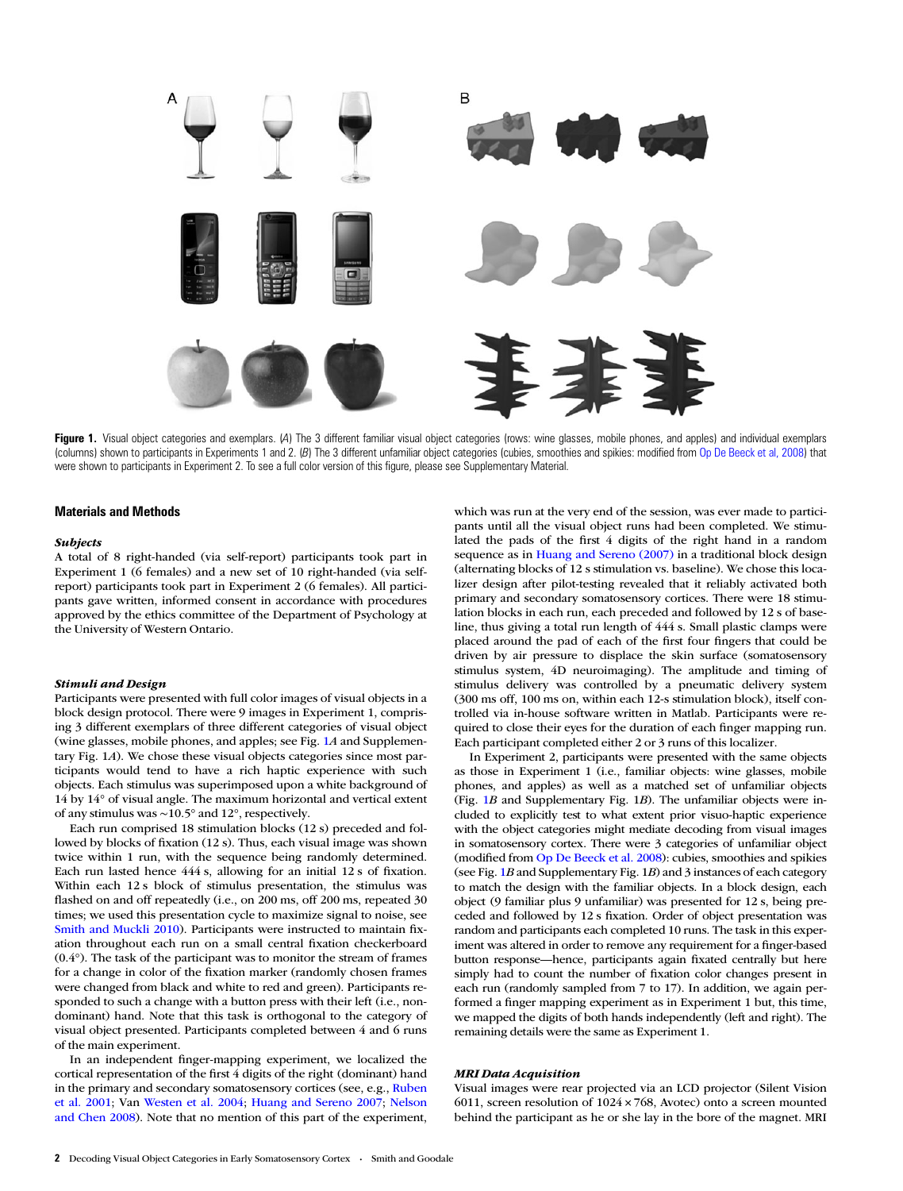**Figure 1.** Visual object categories and exemplars. (*A*) The 3 different familiar visual object categories (rows: wine glasses, mobile phones, and apples) and individual exemplars (columns) shown to participants in Experiments 1 and 2. (*B*) The 3 different unfamiliar object categories (cubies, smoothies and spikies: modified from Op De Beeck et al, 2008) that were shown to participants in Experiment 2. To see a full color version of this figure, please see Supplementary Material.

## Materials and Methods

### *Subjects*

A total of 8 right-handed (via self-report) participants took part in Experiment 1 (6 females) and a new set of 10 right-handed (via self-report) participants took part in Experiment 2 (6 females). All participants gave written, informed consent in accordance with procedures approved by the ethics committee of the Department of Psychology at the University of Western Ontario.

### *Stimuli and Design*

Participants were presented with full color images of visual objects in a block design protocol. There were 9 images in Experiment 1, comprising 3 different exemplars of three different categories of visual object (wine glasses, mobile phones, and apples; see Fig. 1*A* and Supplementary Fig. 1*A*). We chose these visual objects categories since most participants would tend to have a rich haptic experience with such objects. Each stimulus was superimposed upon a white background of 14 by 14° of visual angle. The maximum horizontal and vertical extent of any stimulus was ~10.5° and 12°, respectively.

Each run comprised 18 stimulation blocks (12 s) preceded and followed by blocks of fixation (12 s). Thus, each visual image was shown twice within 1 run, with the sequence being randomly determined. Each run lasted hence 444 s, allowing for an initial 12 s of fixation. Within each 12 s block of stimulus presentation, the stimulus was flashed on and off repeatedly (i.e., on 200 ms, off 200 ms, repeated 30 times; we used this presentation cycle to maximize signal to noise, see Smith and Muckli 2010). Participants were instructed to maintain fixation throughout each run on a small central fixation checkerboard (0.4°). The task of the participant was to monitor the stream of frames for a change in color of the fixation marker (randomly chosen frames were changed from black and white to red and green). Participants responded to such a change with a button press with their left (i.e., nondominant) hand. Note that this task is orthogonal to the category of visual object presented. Participants completed between 4 and 6 runs of the main experiment.

In an independent finger-mapping experiment, we localized the cortical representation of the first 4 digits of the right (dominant) hand in the primary and secondary somatosensory cortices (see, e.g., Ruben et al. 2001; Van Westen et al. 2004; Huang and Sereno 2007; Nelson and Chen 2008). Note that no mention of this part of the experiment, which was run at the very end of the session, was ever made to participants until all the visual object runs had been completed. We stimulated the pads of the first 4 digits of the right hand in a random sequence as in Huang and Sereno (2007) in a traditional block design (alternating blocks of 12 s stimulation vs. baseline). We chose this localizer design after pilot-testing revealed that it reliably activated both primary and secondary somatosensory cortices. There were 18 stimulation blocks in each run, each preceded and followed by 12 s of baseline, thus giving a total run length of 444 s. Small plastic clamps were placed around the pad of each of the first four fingers that could be driven by air pressure to displace the skin surface (somatosensory stimulus system, 4D neuroimaging). The amplitude and timing of stimulus delivery was controlled by a pneumatic delivery system (300 ms off, 100 ms on, within each 12-s stimulation block), itself controlled via in-house software written in Matlab. Participants were required to close their eyes for the duration of each finger mapping run. Each participant completed either 2 or 3 runs of this localizer.

In Experiment 2, participants were presented with the same objects as those in Experiment 1 (i.e., familiar objects: wine glasses, mobile phones, and apples) as well as a matched set of unfamiliar objects (Fig. 1*B* and Supplementary Fig. 1*B*). The unfamiliar objects were included to explicitly test to what extent prior visuo-haptic experience with the object categories might mediate decoding from visual images in somatosensory cortex. There were 3 categories of unfamiliar object (modified from Op De Beeck et al. 2008): cubies, smoothies and spikies (see Fig. 1*B* and Supplementary Fig. 1*B*) and 3 instances of each category to match the design with the familiar objects. In a block design, each object (9 familiar plus 9 unfamiliar) was presented for 12 s, being preceded and followed by 12 s fixation. Order of object presentation was random and participants each completed 10 runs. The task in this experiment was altered in order to remove any requirement for a finger-based button response—hence, participants again fixated centrally but here simply had to count the number of fixation color changes present in each run (randomly sampled from 7 to 17). In addition, we again performed a finger mapping experiment as in Experiment 1 but, this time, we mapped the digits of both hands independently (left and right). The remaining details were the same as Experiment 1.

### *MRI Data Acquisition*

Visual images were rear projected via an LCD projector (Silent Vision 6011, screen resolution of 1024 × 768, Avotec) onto a screen mounted behind the participant as he or she lay in the bore of the magnet. MRI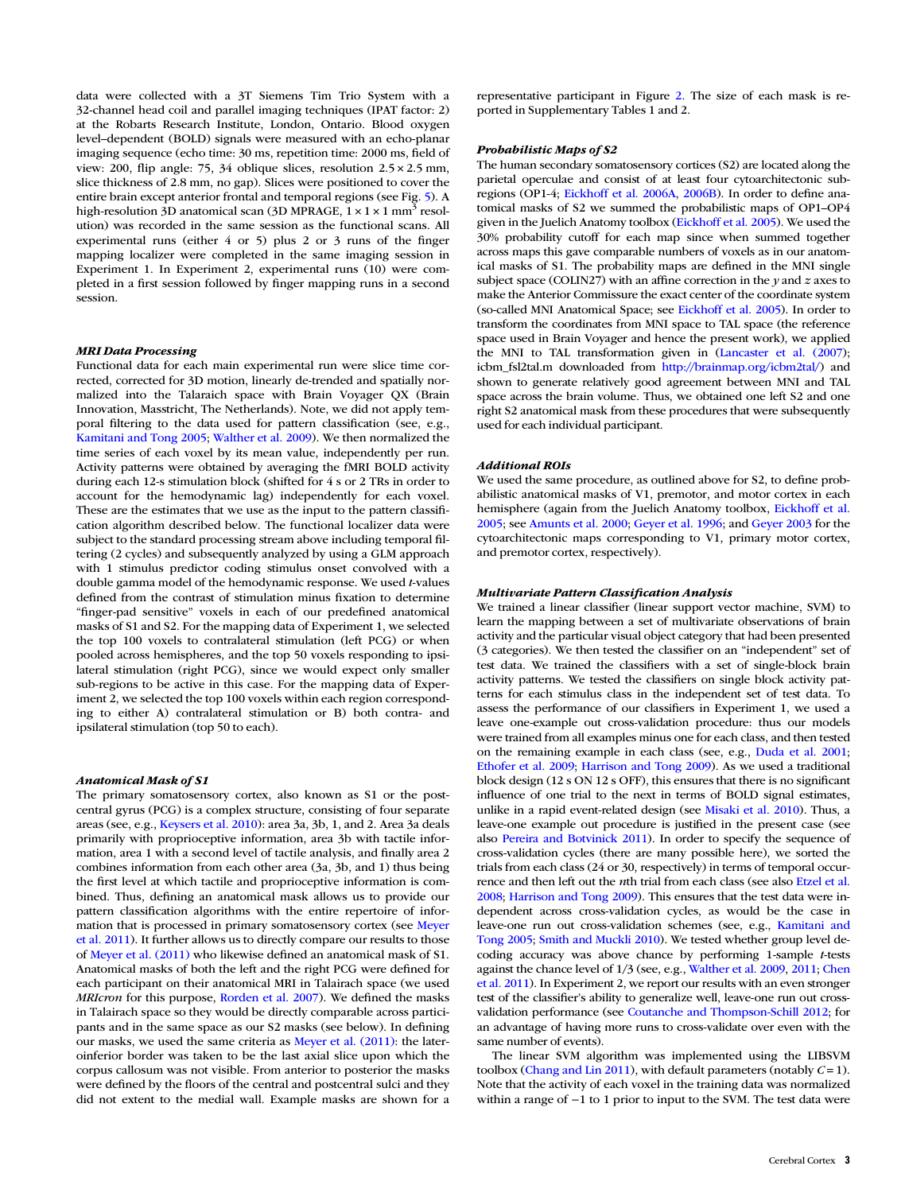data were collected with a 3T Siemens Tim Trio System with a 32-channel head coil and parallel imaging techniques (IPAT factor: 2) at the Robarts Research Institute, London, Ontario. Blood oxygen level–dependent (BOLD) signals were measured with an echo-planar imaging sequence (echo time: 30 ms, repetition time: 2000 ms, field of view: 200, flip angle: 75, 34 oblique slices, resolution $2.5 \times 2.5$ mm, slice thickness of 2.8 mm, no gap). Slices were positioned to cover the entire brain except anterior frontal and temporal regions (see Fig. 5). A high-resolution 3D anatomical scan (3D MPRAGE, $1 \times 1 \times 1$ mm$^3$ resolution) was recorded in the same session as the functional scans. All experimental runs (either 4 or 5) plus 2 or 3 runs of the finger mapping localizer were completed in the same imaging session in Experiment 1. In Experiment 2, experimental runs (10) were completed in a first session followed by finger mapping runs in a second session.

### *MRI Data Processing*

Functional data for each main experimental run were slice time corrected, corrected for 3D motion, linearly de-trended and spatially normalized into the Talaraich space with Brain Voyager QX (Brain Innovation, Masstricht, The Netherlands). Note, we did not apply temporal filtering to the data used for pattern classification (see, e.g., Kamitani and Tong 2005; Walther et al. 2009). We then normalized the time series of each voxel by its mean value, independently per run. Activity patterns were obtained by averaging the fMRI BOLD activity during each 12-s stimulation block (shifted for 4 s or 2 TRs in order to account for the hemodynamic lag) independently for each voxel. These are the estimates that we use as the input to the pattern classification algorithm described below. The functional localizer data were subject to the standard processing stream above including temporal filtering (2 cycles) and subsequently analyzed by using a GLM approach with 1 stimulus predictor coding stimulus onset convolved with a double gamma model of the hemodynamic response. We used *t*-values defined from the contrast of stimulation minus fixation to determine "finger-pad sensitive" voxels in each of our predefined anatomical masks of S1 and S2. For the mapping data of Experiment 1, we selected the top 100 voxels to contralateral stimulation (left PCG) or when pooled across hemispheres, and the top 50 voxels responding to ipsilateral stimulation (right PCG), since we would expect only smaller sub-regions to be active in this case. For the mapping data of Experiment 2, we selected the top 100 voxels within each region corresponding to either A) contralateral stimulation or B) both contra- and ipsilateral stimulation (top 50 to each).

### *Anatomical Mask of S1*

The primary somatosensory cortex, also known as S1 or the postcentral gyrus (PCG) is a complex structure, consisting of four separate areas (see, e.g., Keysers et al. 2010): area 3a, 3b, 1, and 2. Area 3a deals primarily with proprioceptive information, area 3b with tactile information, area 1 with a second level of tactile analysis, and finally area 2 combines information from each other area (3a, 3b, and 1) thus being the first level at which tactile and proprioceptive information is combined. Thus, defining an anatomical mask allows us to provide our pattern classification algorithms with the entire repertoire of information that is processed in primary somatosensory cortex (see Meyer et al. 2011). It further allows us to directly compare our results to those of Meyer et al. (2011) who likewise defined an anatomical mask of S1. Anatomical masks of both the left and the right PCG were defined for each participant on their anatomical MRI in Talairach space (we used *MRIcron* for this purpose, Rorden et al. 2007). We defined the masks in Talairach space so they would be directly comparable across participants and in the same space as our S2 masks (see below). In defining our masks, we used the same criteria as Meyer et al. (2011): the lateroinferior border was taken to be the last axial slice upon which the corpus callosum was not visible. From anterior to posterior the masks were defined by the floors of the central and postcentral sulci and they did not extent to the medial wall. Example masks are shown for a representative participant in Figure 2. The size of each mask is reported in Supplementary Tables 1 and 2.

### *Probabilistic Maps of S2*

The human secondary somatosensory cortices (S2) are located along the parietal operculae and consist of at least four cytoarchitectonic subregions (OP1-4; Eickhoff et al. 2006A, 2006B). In order to define anatomical masks of S2 we summed the probabilistic maps of OP1–OP4 given in the Juelich Anatomy toolbox (Eickhoff et al. 2005). We used the 30% probability cutoff for each map since when summed together across maps this gave comparable numbers of voxels as in our anatomical masks of S1. The probability maps are defined in the MNI single subject space (COLIN27) with an affine correction in the *y* and *z* axes to make the Anterior Commissure the exact center of the coordinate system (so-called MNI Anatomical Space; see Eickhoff et al. 2005). In order to transform the coordinates from MNI space to TAL space (the reference space used in Brain Voyager and hence the present work), we applied the MNI to TAL transformation given in (Lancaster et al. (2007); icbm_fsl2tal.m downloaded from http://brainmap.org/icbm2tal/) and shown to generate relatively good agreement between MNI and TAL space across the brain volume. Thus, we obtained one left S2 and one right S2 anatomical mask from these procedures that were subsequently used for each individual participant.

### *Additional ROIs*

We used the same procedure, as outlined above for S2, to define probabilistic anatomical masks of V1, premotor, and motor cortex in each hemisphere (again from the Juelich Anatomy toolbox, Eickhoff et al. 2005; see Amunts et al. 2000; Geyer et al. 1996; and Geyer 2003 for the cytoarchitectonic maps corresponding to V1, primary motor cortex, and premotor cortex, respectively).

### *Multivariate Pattern Classification Analysis*

We trained a linear classifier (linear support vector machine, SVM) to learn the mapping between a set of multivariate observations of brain activity and the particular visual object category that had been presented (3 categories). We then tested the classifier on an "independent" set of test data. We trained the classifiers with a set of single-block brain activity patterns. We tested the classifiers on single block activity patterns for each stimulus class in the independent set of test data. To assess the performance of our classifiers in Experiment 1, we used a leave one-example out cross-validation procedure: thus our models were trained from all examples minus one for each class, and then tested on the remaining example in each class (see, e.g., Duda et al. 2001; Ethofer et al. 2009; Harrison and Tong 2009). As we used a traditional block design (12 s ON 12 s OFF), this ensures that there is no significant influence of one trial to the next in terms of BOLD signal estimates, unlike in a rapid event-related design (see Misaki et al. 2010). Thus, a leave-one example out procedure is justified in the present case (see also Pereira and Botvinick 2011). In order to specify the sequence of cross-validation cycles (there are many possible here), we sorted the trials from each class (24 or 30, respectively) in terms of temporal occurrence and then left out the *n*th trial from each class (see also Etzel et al. 2008; Harrison and Tong 2009). This ensures that the test data were independent across cross-validation cycles, as would be the case in leave-one run out cross-validation schemes (see, e.g., Kamitani and Tong 2005; Smith and Muckli 2010). We tested whether group level decoding accuracy was above chance by performing 1-sample *t*-tests against the chance level of 1/3 (see, e.g., Walther et al. 2009, 2011; Chen et al. 2011). In Experiment 2, we report our results with an even stronger test of the classifier's ability to generalize well, leave-one run out cross-validation performance (see Coutanche and Thompson-Schill 2012; for an advantage of having more runs to cross-validate over even with the same number of events).

The linear SVM algorithm was implemented using the LIBSVM toolbox (Chang and Lin 2011), with default parameters (notably $C = 1$). Note that the activity of each voxel in the training data was normalized within a range of −1 to 1 prior to input to the SVM. The test data were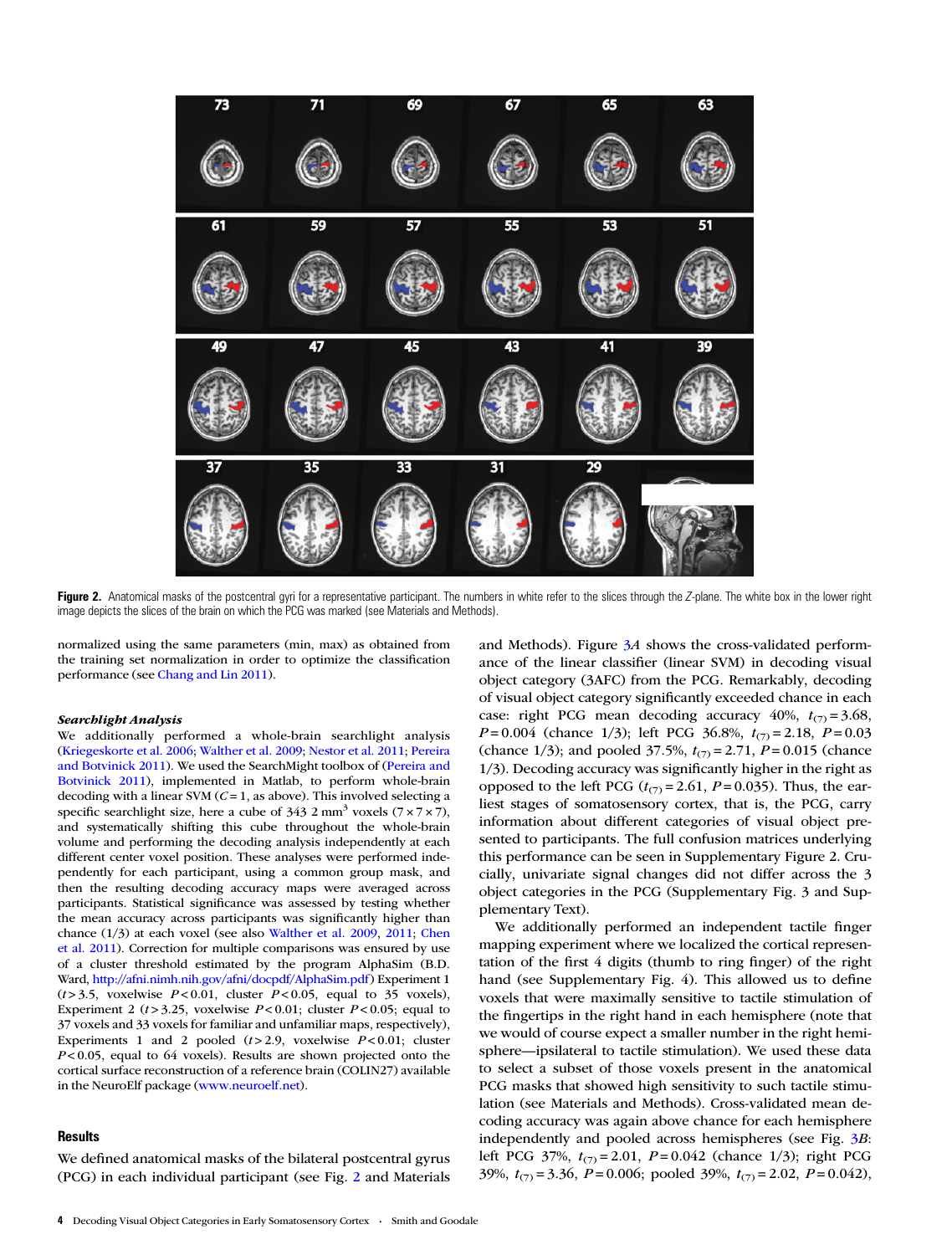**Figure 2.** Anatomical masks of the postcentral gyri for a representative participant. The numbers in white refer to the slices through the *Z*-plane. The white box in the lower right image depicts the slices of the brain on which the PCG was marked (see Materials and Methods).

normalized using the same parameters (min, max) as obtained from the training set normalization in order to optimize the classification performance (see Chang and Lin 2011).

### *Searchlight Analysis*

We additionally performed a whole-brain searchlight analysis (Kriegeskorte et al. 2006; Walther et al. 2009; Nestor et al. 2011; Pereira and Botvinick 2011). We used the SearchMight toolbox of (Pereira and Botvinick 2011), implemented in Matlab, to perform whole-brain decoding with a linear SVM ($C = 1$, as above). This involved selecting a specific searchlight size, here a cube of 343 2 mm$^3$ voxels ($7 \times 7 \times 7$), and systematically shifting this cube throughout the whole-brain volume and performing the decoding analysis independently at each different center voxel position. These analyses were performed independently for each participant, using a common group mask, and then the resulting decoding accuracy maps were averaged across participants. Statistical significance was assessed by testing whether the mean accuracy across participants was significantly higher than chance (1/3) at each voxel (see also Walther et al. 2009, 2011; Chen et al. 2011). Correction for multiple comparisons was ensured by use of a cluster threshold estimated by the program AlphaSim (B.D. Ward, http://afni.nimh.nih.gov/afni/docpdf/AlphaSim.pdf) Experiment 1 ($t > 3.5$, voxelwise $P < 0.01$, cluster $P < 0.05$, equal to 35 voxels), Experiment 2 ($t > 3.25$, voxelwise $P < 0.01$; cluster $P < 0.05$; equal to 37 voxels and 33 voxels for familiar and unfamiliar maps, respectively), Experiments 1 and 2 pooled ($t > 2.9$, voxelwise $P < 0.01$; cluster $P < 0.05$, equal to 64 voxels). Results are shown projected onto the cortical surface reconstruction of a reference brain (COLIN27) available in the NeuroElf package (www.neuroelf.net).

## Results

We defined anatomical masks of the bilateral postcentral gyrus (PCG) in each individual participant (see Fig. 2 and Materials and Methods). Figure 3*A* shows the cross-validated performance of the linear classifier (linear SVM) in decoding visual object category (3AFC) from the PCG. Remarkably, decoding of visual object category significantly exceeded chance in each case: right PCG mean decoding accuracy 40%, $t_{(7)} = 3.68$, $P = 0.004$ (chance 1/3); left PCG 36.8%, $t_{(7)} = 2.18$, $P = 0.03$ (chance 1/3); and pooled 37.5%, $t_{(7)} = 2.71$, $P = 0.015$ (chance 1/3). Decoding accuracy was significantly higher in the right as opposed to the left PCG ($t_{(7)} = 2.61$, $P = 0.035$). Thus, the earliest stages of somatosensory cortex, that is, the PCG, carry information about different categories of visual object presented to participants. The full confusion matrices underlying this performance can be seen in Supplementary Figure 2. Crucially, univariate signal changes did not differ across the 3 object categories in the PCG (Supplementary Fig. 3 and Supplementary Text).

We additionally performed an independent tactile finger mapping experiment where we localized the cortical representation of the first 4 digits (thumb to ring finger) of the right hand (see Supplementary Fig. 4). This allowed us to define voxels that were maximally sensitive to tactile stimulation of the fingertips in the right hand in each hemisphere (note that we would of course expect a smaller number in the right hemisphere—ipsilateral to tactile stimulation). We used these data to select a subset of those voxels present in the anatomical PCG masks that showed high sensitivity to such tactile stimulation (see Materials and Methods). Cross-validated mean decoding accuracy was again above chance for each hemisphere independently and pooled across hemispheres (see Fig. 3*B*: left PCG 37%, $t_{(7)} = 2.01$, $P = 0.042$ (chance 1/3); right PCG 39%, $t_{(7)} = 3.36$, $P = 0.006$; pooled 39%, $t_{(7)} = 2.02$, $P = 0.042$),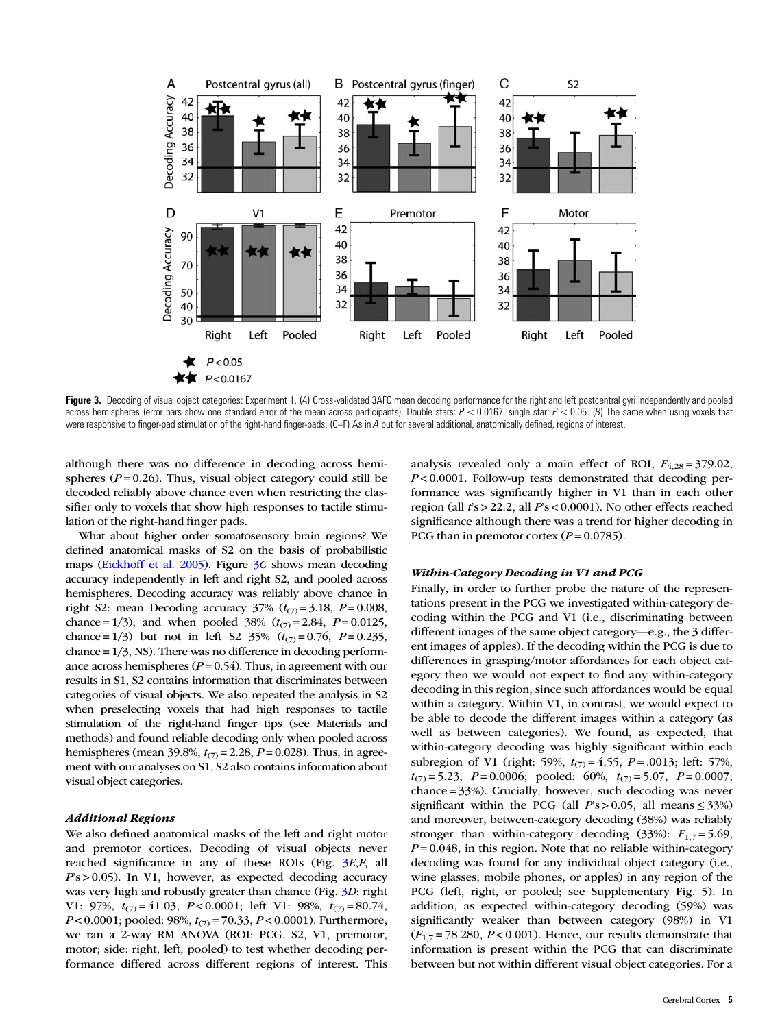Figure 3. Decoding of visual object categories: Experiment 1. (A) Cross-validated 3AFC mean decoding performance for the right and left postcentral gyri independently and pooled across hemispheres (error bars show one standard error of the mean across participants). Double stars: $P < 0.0167$, single star: $P < 0.05$. (B) The same when using voxels that were responsive to finger-pad stimulation of the right-hand finger-pads. (C–F) As in A but for several additional, anatomically defined, regions of interest.

although there was no difference in decoding across hemispheres ($P = 0.26$). Thus, visual object category could still be decoded reliably above chance even when restricting the classifier only to voxels that show high responses to tactile stimulation of the right-hand finger pads.

What about higher order somatosensory brain regions? We defined anatomical masks of S2 on the basis of probabilistic maps (Eickhoff et al. 2005). Figure 3C shows mean decoding accuracy independently in left and right S2, and pooled across hemispheres. Decoding accuracy was reliably above chance in right S2: mean Decoding accuracy 37% ($t_{(7)} = 3.18$, $P = 0.008$, chance = 1/3), and when pooled 38% ($t_{(7)} = 2.84$, $P = 0.0125$, chance = 1/3) but not in left S2 35% ($t_{(7)} = 0.76$, $P = 0.235$, chance = 1/3, NS). There was no difference in decoding performance across hemispheres ($P = 0.54$). Thus, in agreement with our results in S1, S2 contains information that discriminates between categories of visual objects. We also repeated the analysis in S2 when preselecting voxels that had high responses to tactile stimulation of the right-hand finger tips (see Materials and methods) and found reliable decoding only when pooled across hemispheres (mean 39.8%, $t_{(7)} = 2.28$, $P = 0.028$). Thus, in agreement with our analyses on S1, S2 also contains information about visual object categories.

### *Additional Regions*

We also defined anatomical masks of the left and right motor and premotor cortices. Decoding of visual objects never reached significance in any of these ROIs (Fig. 3E,F, all $P$'s > 0.05). In V1, however, as expected decoding accuracy was very high and robustly greater than chance (Fig. 3D: right V1: 97%, $t_{(7)} = 41.03$, $P < 0.0001$; left V1: 98%, $t_{(7)} = 80.74$, $P < 0.0001$; pooled: 98%, $t_{(7)} = 70.33$, $P < 0.0001$). Furthermore, we ran a 2-way RM ANOVA (ROI: PCG, S2, V1, premotor, motor; side: right, left, pooled) to test whether decoding performance differed across different regions of interest. This analysis revealed only a main effect of ROI, $F_{4,28} = 379.02$, $P < 0.0001$. Follow-up tests demonstrated that decoding performance was significantly higher in V1 than in each other region (all $t$'s > 22.2, all $P$'s < 0.0001). No other effects reached significance although there was a trend for higher decoding in PCG than in premotor cortex ($P = 0.0785$).

### *Within-Category Decoding in V1 and PCG*

Finally, in order to further probe the nature of the representations present in the PCG we investigated within-category decoding within the PCG and V1 (i.e., discriminating between different images of the same object category—e.g., the 3 different images of apples). If the decoding within the PCG is due to differences in grasping/motor affordances for each object category then we would not expect to find any within-category decoding in this region, since such affordances would be equal within a category. Within V1, in contrast, we would expect to be able to decode the different images within a category (as well as between categories). We found, as expected, that within-category decoding was highly significant within each subregion of V1 (right: 59%, $t_{(7)} = 4.55$, $P = .0013$; left: 57%, $t_{(7)} = 5.23$, $P = 0.0006$; pooled: 60%, $t_{(7)} = 5.07$, $P = 0.0007$; chance = 33%). Crucially, however, such decoding was never significant within the PCG (all $P$'s > 0.05, all means ≤ 33%) and moreover, between-category decoding (38%) was reliably stronger than within-category decoding (33%): $F_{1,7} = 5.69$, $P = 0.048$, in this region. Note that no reliable within-category decoding was found for any individual object category (i.e., wine glasses, mobile phones, or apples) in any region of the PCG (left, right, or pooled; see Supplementary Fig. 5). In addition, as expected within-category decoding (59%) was significantly weaker than between category (98%) in V1 ($F_{1,7} = 78.280$, $P < 0.001$). Hence, our results demonstrate that information is present within the PCG that can discriminate between but not within different visual object categories. For a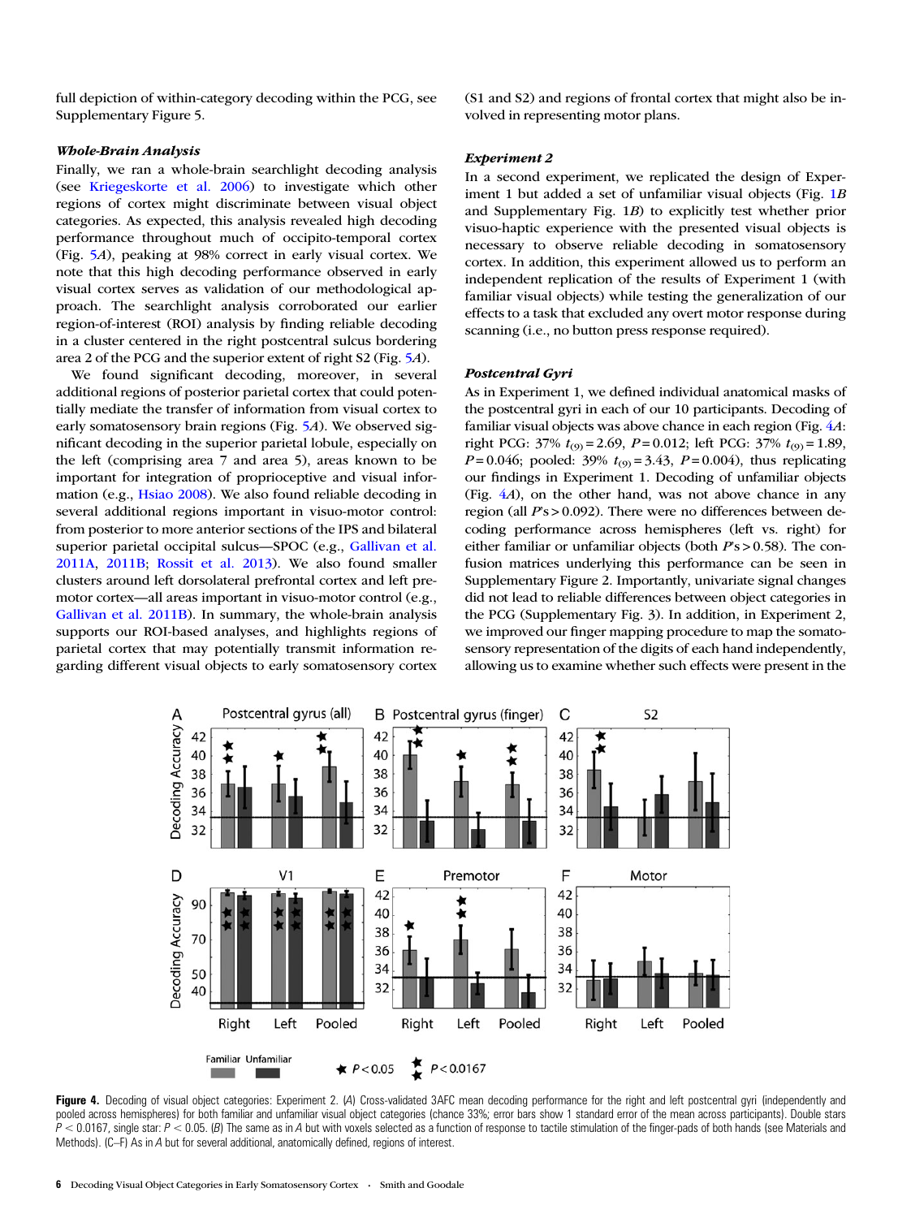full depiction of within-category decoding within the PCG, see Supplementary Figure 5.

### *Whole-Brain Analysis*

Finally, we ran a whole-brain searchlight decoding analysis (see Kriegeskorte et al. 2006) to investigate which other regions of cortex might discriminate between visual object categories. As expected, this analysis revealed high decoding performance throughout much of occipito-temporal cortex (Fig. 5*A*), peaking at 98% correct in early visual cortex. We note that this high decoding performance observed in early visual cortex serves as validation of our methodological approach. The searchlight analysis corroborated our earlier region-of-interest (ROI) analysis by finding reliable decoding in a cluster centered in the right postcentral sulcus bordering area 2 of the PCG and the superior extent of right S2 (Fig. 5*A*).

We found significant decoding, moreover, in several additional regions of posterior parietal cortex that could potentially mediate the transfer of information from visual cortex to early somatosensory brain regions (Fig. 5*A*). We observed significant decoding in the superior parietal lobule, especially on the left (comprising area 7 and area 5), areas known to be important for integration of proprioceptive and visual information (e.g., Hsiao 2008). We also found reliable decoding in several additional regions important in visuo-motor control: from posterior to more anterior sections of the IPS and bilateral superior parietal occipital sulcus—SPOC (e.g., Gallivan et al. 2011A, 2011B; Rossit et al. 2013). We also found smaller clusters around left dorsolateral prefrontal cortex and left premotor cortex—all areas important in visuo-motor control (e.g., Gallivan et al. 2011B). In summary, the whole-brain analysis supports our ROI-based analyses, and highlights regions of parietal cortex that may potentially transmit information regarding different visual objects to early somatosensory cortex (S1 and S2) and regions of frontal cortex that might also be involved in representing motor plans.

### *Experiment 2*

In a second experiment, we replicated the design of Experiment 1 but added a set of unfamiliar visual objects (Fig. 1*B* and Supplementary Fig. 1*B*) to explicitly test whether prior visuo-haptic experience with the presented visual objects is necessary to observe reliable decoding in somatosensory cortex. In addition, this experiment allowed us to perform an independent replication of the results of Experiment 1 (with familiar visual objects) while testing the generalization of our effects to a task that excluded any overt motor response during scanning (i.e., no button press response required).

### *Postcentral Gyri*

As in Experiment 1, we defined individual anatomical masks of the postcentral gyri in each of our 10 participants. Decoding of familiar visual objects was above chance in each region (Fig. 4*A*: right PCG: 37% $t_{(9)} = 2.69$, $P = 0.012$; left PCG: 37% $t_{(9)} = 1.89$, $P = 0.046$; pooled: 39% $t_{(9)} = 3.43$, $P = 0.004$), thus replicating our findings in Experiment 1. Decoding of unfamiliar objects (Fig. 4*A*), on the other hand, was not above chance in any region (all $P$'s > 0.092). There were no differences between decoding performance across hemispheres (left vs. right) for either familiar or unfamiliar objects (both $P$'s > 0.58). The confusion matrices underlying this performance can be seen in Supplementary Figure 2. Importantly, univariate signal changes did not lead to reliable differences between object categories in the PCG (Supplementary Fig. 3). In addition, in Experiment 2, we improved our finger mapping procedure to map the somatosensory representation of the digits of each hand independently, allowing us to examine whether such effects were present in the

**Figure 4.** Decoding of visual object categories: Experiment 2. (*A*) Cross-validated 3AFC mean decoding performance for the right and left postcentral gyri (independently and pooled across hemispheres) for both familiar and unfamiliar visual object categories (chance 33%; error bars show 1 standard error of the mean across participants). Double stars $P < 0.0167$, single star: $P < 0.05$. (*B*) The same as in *A* but with voxels selected as a function of response to tactile stimulation of the finger-pads of both hands (see Materials and Methods). (C–F) As in *A* but for several additional, anatomically defined, regions of interest.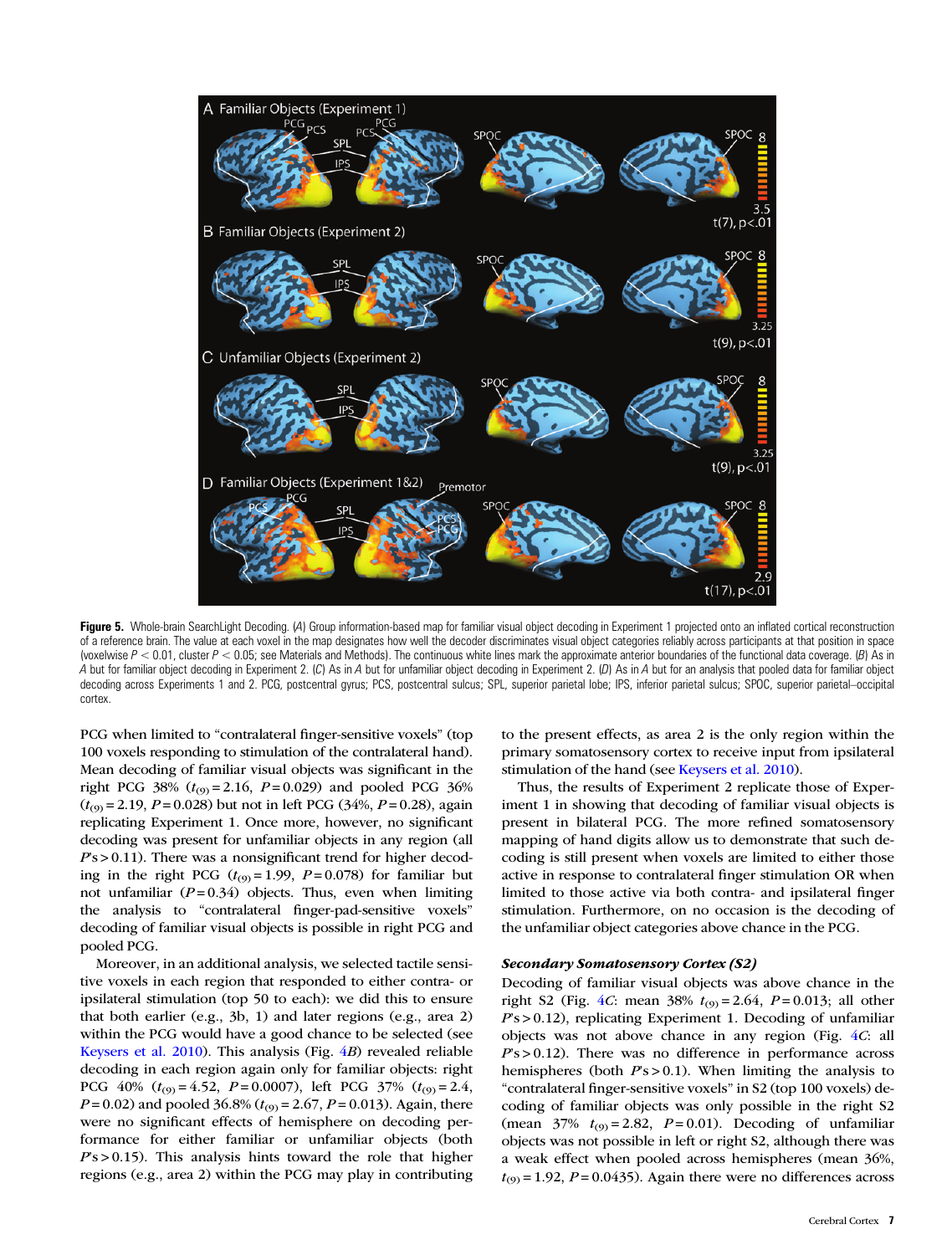**Figure 5.** Whole-brain SearchLight Decoding. (*A*) Group information-based map for familiar visual object decoding in Experiment 1 projected onto an inflated cortical reconstruction of a reference brain. The value at each voxel in the map designates how well the decoder discriminates visual object categories reliably across participants at that position in space (voxelwise $P < 0.01$, cluster $P < 0.05$; see Materials and Methods). The continuous white lines mark the approximate anterior boundaries of the functional data coverage. (*B*) As in *A* but for familiar object decoding in Experiment 2. (*C*) As in *A* but for unfamiliar object decoding in Experiment 2. (*D*) As in *A* but for an analysis that pooled data for familiar object decoding across Experiments 1 and 2. PCG, postcentral gyrus; PCS, postcentral sulcus; SPL, superior parietal lobe; IPS, inferior parietal sulcus; SPOC, superior parietal–occipital cortex.

PCG when limited to "contralateral finger-sensitive voxels" (top 100 voxels responding to stimulation of the contralateral hand). Mean decoding of familiar visual objects was significant in the right PCG 38% ($t_{(9)} = 2.16$, $P = 0.029$) and pooled PCG 36% ($t_{(9)} = 2.19$, $P = 0.028$) but not in left PCG (34%, $P = 0.28$), again replicating Experiment 1. Once more, however, no significant decoding was present for unfamiliar objects in any region (all $P$'s > 0.11). There was a nonsignificant trend for higher decoding in the right PCG ($t_{(9)} = 1.99$, $P = 0.078$) for familiar but not unfamiliar ($P = 0.34$) objects. Thus, even when limiting the analysis to "contralateral finger-pad-sensitive voxels" decoding of familiar visual objects is possible in right PCG and pooled PCG.

Moreover, in an additional analysis, we selected tactile sensitive voxels in each region that responded to either contra- or ipsilateral stimulation (top 50 to each): we did this to ensure that both earlier (e.g., 3b, 1) and later regions (e.g., area 2) within the PCG would have a good chance to be selected (see Keysers et al. 2010). This analysis (Fig. 4*B*) revealed reliable decoding in each region again only for familiar objects: right PCG 40% ($t_{(9)} = 4.52$, $P = 0.0007$), left PCG 37% ($t_{(9)} = 2.4$, $P = 0.02$) and pooled 36.8% ($t_{(9)} = 2.67$, $P = 0.013$). Again, there were no significant effects of hemisphere on decoding performance for either familiar or unfamiliar objects (both $P$'s > 0.15). This analysis hints toward the role that higher regions (e.g., area 2) within the PCG may play in contributing to the present effects, as area 2 is the only region within the primary somatosensory cortex to receive input from ipsilateral stimulation of the hand (see Keysers et al. 2010).

Thus, the results of Experiment 2 replicate those of Experiment 1 in showing that decoding of familiar visual objects is present in bilateral PCG. The more refined somatosensory mapping of hand digits allow us to demonstrate that such decoding is still present when voxels are limited to either those active in response to contralateral finger stimulation OR when limited to those active via both contra- and ipsilateral finger stimulation. Furthermore, on no occasion is the decoding of the unfamiliar object categories above chance in the PCG.

### *Secondary Somatosensory Cortex (S2)*

Decoding of familiar visual objects was above chance in the right S2 (Fig. 4*C*: mean 38% $t_{(9)} = 2.64$, $P = 0.013$; all other $P$'s > 0.12), replicating Experiment 1. Decoding of unfamiliar objects was not above chance in any region (Fig. 4*C*: all $P$'s > 0.12). There was no difference in performance across hemispheres (both $P$'s > 0.1). When limiting the analysis to "contralateral finger-sensitive voxels" in S2 (top 100 voxels) decoding of familiar objects was only possible in the right S2 (mean 37% $t_{(9)} = 2.82$, $P = 0.01$). Decoding of unfamiliar objects was not possible in left or right S2, although there was a weak effect when pooled across hemispheres (mean 36%, $t_{(9)} = 1.92$, $P = 0.0435$). Again there were no differences across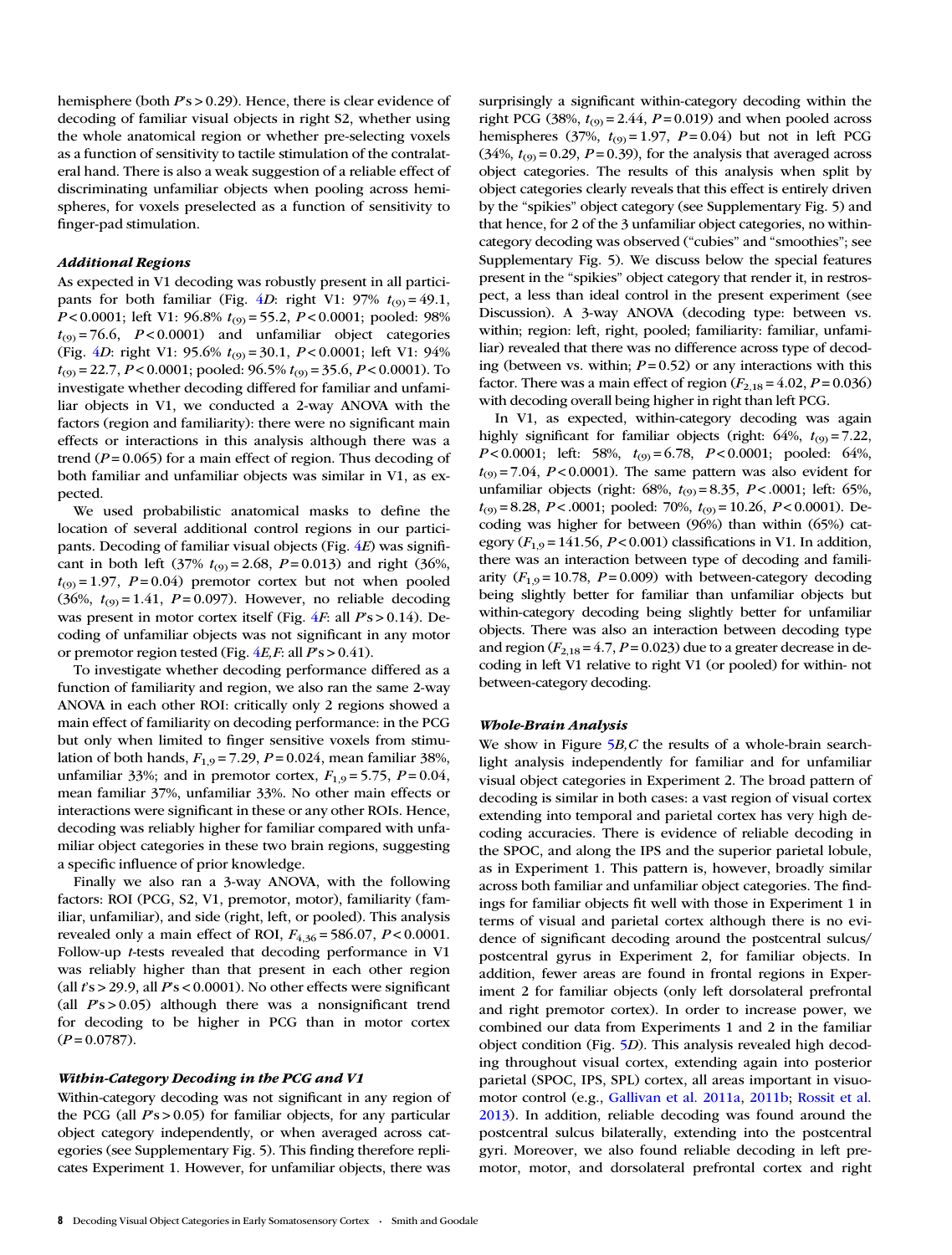hemisphere (both $P$'s > 0.29). Hence, there is clear evidence of decoding of familiar visual objects in right S2, whether using the whole anatomical region or whether pre-selecting voxels as a function of sensitivity to tactile stimulation of the contralateral hand. There is also a weak suggestion of a reliable effect of discriminating unfamiliar objects when pooling across hemispheres, for voxels preselected as a function of sensitivity to finger-pad stimulation.

### *Additional Regions*

As expected in V1 decoding was robustly present in all participants for both familiar (Fig. 4*D*: right V1: 97% $t_{(9)} = 49.1$, $P < 0.0001$; left V1: 96.8% $t_{(9)} = 55.2$, $P < 0.0001$; pooled: 98% $t_{(9)} = 76.6$, $P < 0.0001$) and unfamiliar object categories (Fig. 4*D*: right V1: 95.6% $t_{(9)} = 30.1$, $P < 0.0001$; left V1: 94% $t_{(9)} = 22.7$, $P < 0.0001$; pooled: 96.5% $t_{(9)} = 35.6$, $P < 0.0001$). To investigate whether decoding differed for familiar and unfamiliar objects in V1, we conducted a 2-way ANOVA with the factors (region and familiarity): there were no significant main effects or interactions in this analysis although there was a trend ($P = 0.065$) for a main effect of region. Thus decoding of both familiar and unfamiliar objects was similar in V1, as expected.

We used probabilistic anatomical masks to define the location of several additional control regions in our participants. Decoding of familiar visual objects (Fig. 4*E*) was significant in both left (37% $t_{(9)} = 2.68$, $P = 0.013$) and right (36%, $t_{(9)} = 1.97$, $P = 0.04$) premotor cortex but not when pooled (36%, $t_{(9)} = 1.41$, $P = 0.097$). However, no reliable decoding was present in motor cortex itself (Fig. 4*F*: all $P$'s > 0.14). Decoding of unfamiliar objects was not significant in any motor or premotor region tested (Fig. 4*E*,*F*: all $P$'s > 0.41).

To investigate whether decoding performance differed as a function of familiarity and region, we also ran the same 2-way ANOVA in each other ROI: critically only 2 regions showed a main effect of familiarity on decoding performance: in the PCG but only when limited to finger sensitive voxels from stimulation of both hands, $F_{1,9} = 7.29$, $P = 0.024$, mean familiar 38%, unfamiliar 33%; and in premotor cortex, $F_{1,9} = 5.75$, $P = 0.04$, mean familiar 37%, unfamiliar 33%. No other main effects or interactions were significant in these or any other ROIs. Hence, decoding was reliably higher for familiar compared with unfamiliar object categories in these two brain regions, suggesting a specific influence of prior knowledge.

Finally we also ran a 3-way ANOVA, with the following factors: ROI (PCG, S2, V1, premotor, motor), familiarity (familiar, unfamiliar), and side (right, left, or pooled). This analysis revealed only a main effect of ROI, $F_{4,36} = 586.07$, $P < 0.0001$. Follow-up $t$-tests revealed that decoding performance in V1 was reliably higher than that present in each other region (all $t$'s > 29.9, all $P$'s < 0.0001). No other effects were significant (all $P$'s > 0.05) although there was a nonsignificant trend for decoding to be higher in PCG than in motor cortex ($P = 0.0787$).

### *Within-Category Decoding in the PCG and V1*

Within-category decoding was not significant in any region of the PCG (all $P$'s > 0.05) for familiar objects, for any particular object category independently, or when averaged across categories (see Supplementary Fig. 5). This finding therefore replicates Experiment 1. However, for unfamiliar objects, there was surprisingly a significant within-category decoding within the right PCG (38%, $t_{(9)} = 2.44$, $P = 0.019$) and when pooled across hemispheres (37%, $t_{(9)} = 1.97$, $P = 0.04$) but not in left PCG (34%, $t_{(9)} = 0.29$, $P = 0.39$), for the analysis that averaged across object categories. The results of this analysis when split by object categories clearly reveals that this effect is entirely driven by the "spikies" object category (see Supplementary Fig. 5) and that hence, for 2 of the 3 unfamiliar object categories, no within-category decoding was observed ("cubies" and "smoothies"; see Supplementary Fig. 5). We discuss below the special features present in the "spikies" object category that render it, in restrospect, a less than ideal control in the present experiment (see Discussion). A 3-way ANOVA (decoding type: between vs. within; region: left, right, pooled; familiarity: familiar, unfamiliar) revealed that there was no difference across type of decoding (between vs. within; $P = 0.52$) or any interactions with this factor. There was a main effect of region ($F_{2,18} = 4.02$, $P = 0.036$) with decoding overall being higher in right than left PCG.

In V1, as expected, within-category decoding was again highly significant for familiar objects (right: 64%, $t_{(9)} = 7.22$, $P < 0.0001$; left: 58%, $t_{(9)} = 6.78$, $P < 0.0001$; pooled: 64%, $t_{(9)} = 7.04$, $P < 0.0001$). The same pattern was also evident for unfamiliar objects (right: 68%, $t_{(9)} = 8.35$, $P < .0001$; left: 65%, $t_{(9)} = 8.28$, $P < .0001$; pooled: 70%, $t_{(9)} = 10.26$, $P < 0.0001$). Decoding was higher for between (96%) than within (65%) category ($F_{1,9} = 141.56$, $P < 0.001$) classifications in V1. In addition, there was an interaction between type of decoding and familiarity ($F_{1,9} = 10.78$, $P = 0.009$) with between-category decoding being slightly better for familiar than unfamiliar objects but within-category decoding being slightly better for unfamiliar objects. There was also an interaction between decoding type and region ($F_{2,18} = 4.7$, $P = 0.023$) due to a greater decrease in decoding in left V1 relative to right V1 (or pooled) for within- not between-category decoding.

### *Whole-Brain Analysis*

We show in Figure 5*B*,*C* the results of a whole-brain searchlight analysis independently for familiar and for unfamiliar visual object categories in Experiment 2. The broad pattern of decoding is similar in both cases: a vast region of visual cortex extending into temporal and parietal cortex has very high decoding accuracies. There is evidence of reliable decoding in the SPOC, and along the IPS and the superior parietal lobule, as in Experiment 1. This pattern is, however, broadly similar across both familiar and unfamiliar object categories. The findings for familiar objects fit well with those in Experiment 1 in terms of visual and parietal cortex although there is no evidence of significant decoding around the postcentral sulcus/postcentral gyrus in Experiment 2, for familiar objects. In addition, fewer areas are found in frontal regions in Experiment 2 for familiar objects (only left dorsolateral prefrontal and right premotor cortex). In order to increase power, we combined our data from Experiments 1 and 2 in the familiar object condition (Fig. 5*D*). This analysis revealed high decoding throughout visual cortex, extending again into posterior parietal (SPOC, IPS, SPL) cortex, all areas important in visuomotor control (e.g., Gallivan et al. 2011a, 2011b; Rossit et al. 2013). In addition, reliable decoding was found around the postcentral sulcus bilaterally, extending into the postcentral gyri. Moreover, we also found reliable decoding in left premotor, motor, and dorsolateral prefrontal cortex and right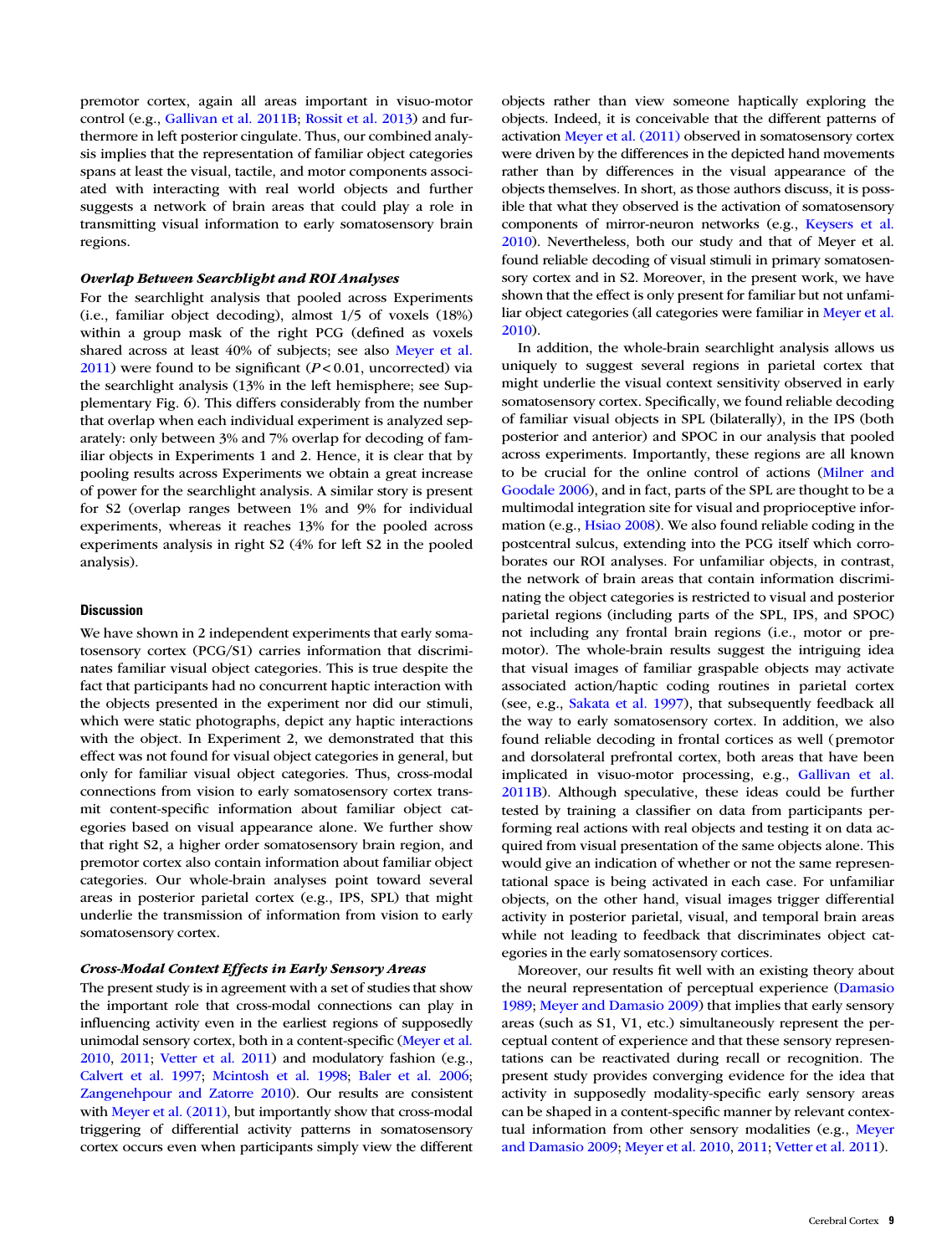premotor cortex, again all areas important in visuo-motor control (e.g., Gallivan et al. 2011B; Rossit et al. 2013) and furthermore in left posterior cingulate. Thus, our combined analysis implies that the representation of familiar object categories spans at least the visual, tactile, and motor components associated with interacting with real world objects and further suggests a network of brain areas that could play a role in transmitting visual information to early somatosensory brain regions.

### *Overlap Between Searchlight and ROI Analyses*

For the searchlight analysis that pooled across Experiments (i.e., familiar object decoding), almost 1/5 of voxels (18%) within a group mask of the right PCG (defined as voxels shared across at least 40% of subjects; see also Meyer et al. 2011) were found to be significant ($P < 0.01$, uncorrected) via the searchlight analysis (13% in the left hemisphere; see Supplementary Fig. 6). This differs considerably from the number that overlap when each individual experiment is analyzed separately: only between 3% and 7% overlap for decoding of familiar objects in Experiments 1 and 2. Hence, it is clear that by pooling results across Experiments we obtain a great increase of power for the searchlight analysis. A similar story is present for S2 (overlap ranges between 1% and 9% for individual experiments, whereas it reaches 13% for the pooled across experiments analysis in right S2 (4% for left S2 in the pooled analysis).

## Discussion

We have shown in 2 independent experiments that early somatosensory cortex (PCG/S1) carries information that discriminates familiar visual object categories. This is true despite the fact that participants had no concurrent haptic interaction with the objects presented in the experiment nor did our stimuli, which were static photographs, depict any haptic interactions with the object. In Experiment 2, we demonstrated that this effect was not found for visual object categories in general, but only for familiar visual object categories. Thus, cross-modal connections from vision to early somatosensory cortex transmit content-specific information about familiar object categories based on visual appearance alone. We further show that right S2, a higher order somatosensory brain region, and premotor cortex also contain information about familiar object categories. Our whole-brain analyses point toward several areas in posterior parietal cortex (e.g., IPS, SPL) that might underlie the transmission of information from vision to early somatosensory cortex.

### *Cross-Modal Context Effects in Early Sensory Areas*

The present study is in agreement with a set of studies that show the important role that cross-modal connections can play in influencing activity even in the earliest regions of supposedly unimodal sensory cortex, both in a content-specific (Meyer et al. 2010, 2011; Vetter et al. 2011) and modulatory fashion (e.g., Calvert et al. 1997; Mcintosh et al. 1998; Baler et al. 2006; Zangenehpour and Zatorre 2010). Our results are consistent with Meyer et al. (2011), but importantly show that cross-modal triggering of differential activity patterns in somatosensory cortex occurs even when participants simply view the different objects rather than view someone haptically exploring the objects. Indeed, it is conceivable that the different patterns of activation Meyer et al. (2011) observed in somatosensory cortex were driven by the differences in the depicted hand movements rather than by differences in the visual appearance of the objects themselves. In short, as those authors discuss, it is possible that what they observed is the activation of somatosensory components of mirror-neuron networks (e.g., Keysers et al. 2010). Nevertheless, both our study and that of Meyer et al. found reliable decoding of visual stimuli in primary somatosensory cortex and in S2. Moreover, in the present work, we have shown that the effect is only present for familiar but not unfamiliar object categories (all categories were familiar in Meyer et al. 2010).

In addition, the whole-brain searchlight analysis allows us uniquely to suggest several regions in parietal cortex that might underlie the visual context sensitivity observed in early somatosensory cortex. Specifically, we found reliable decoding of familiar visual objects in SPL (bilaterally), in the IPS (both posterior and anterior) and SPOC in our analysis that pooled across experiments. Importantly, these regions are all known to be crucial for the online control of actions (Milner and Goodale 2006), and in fact, parts of the SPL are thought to be a multimodal integration site for visual and proprioceptive information (e.g., Hsiao 2008). We also found reliable coding in the postcentral sulcus, extending into the PCG itself which corroborates our ROI analyses. For unfamiliar objects, in contrast, the network of brain areas that contain information discriminating the object categories is restricted to visual and posterior parietal regions (including parts of the SPL, IPS, and SPOC) not including any frontal brain regions (i.e., motor or premotor). The whole-brain results suggest the intriguing idea that visual images of familiar graspable objects may activate associated action/haptic coding routines in parietal cortex (see, e.g., Sakata et al. 1997), that subsequently feedback all the way to early somatosensory cortex. In addition, we also found reliable decoding in frontal cortices as well (premotor and dorsolateral prefrontal cortex, both areas that have been implicated in visuo-motor processing, e.g., Gallivan et al. 2011B). Although speculative, these ideas could be further tested by training a classifier on data from participants performing real actions with real objects and testing it on data acquired from visual presentation of the same objects alone. This would give an indication of whether or not the same representational space is being activated in each case. For unfamiliar objects, on the other hand, visual images trigger differential activity in posterior parietal, visual, and temporal brain areas while not leading to feedback that discriminates object categories in the early somatosensory cortices.

Moreover, our results fit well with an existing theory about the neural representation of perceptual experience (Damasio 1989; Meyer and Damasio 2009) that implies that early sensory areas (such as S1, V1, etc.) simultaneously represent the perceptual content of experience and that these sensory representations can be reactivated during recall or recognition. The present study provides converging evidence for the idea that activity in supposedly modality-specific early sensory areas can be shaped in a content-specific manner by relevant contextual information from other sensory modalities (e.g., Meyer and Damasio 2009; Meyer et al. 2010, 2011; Vetter et al. 2011).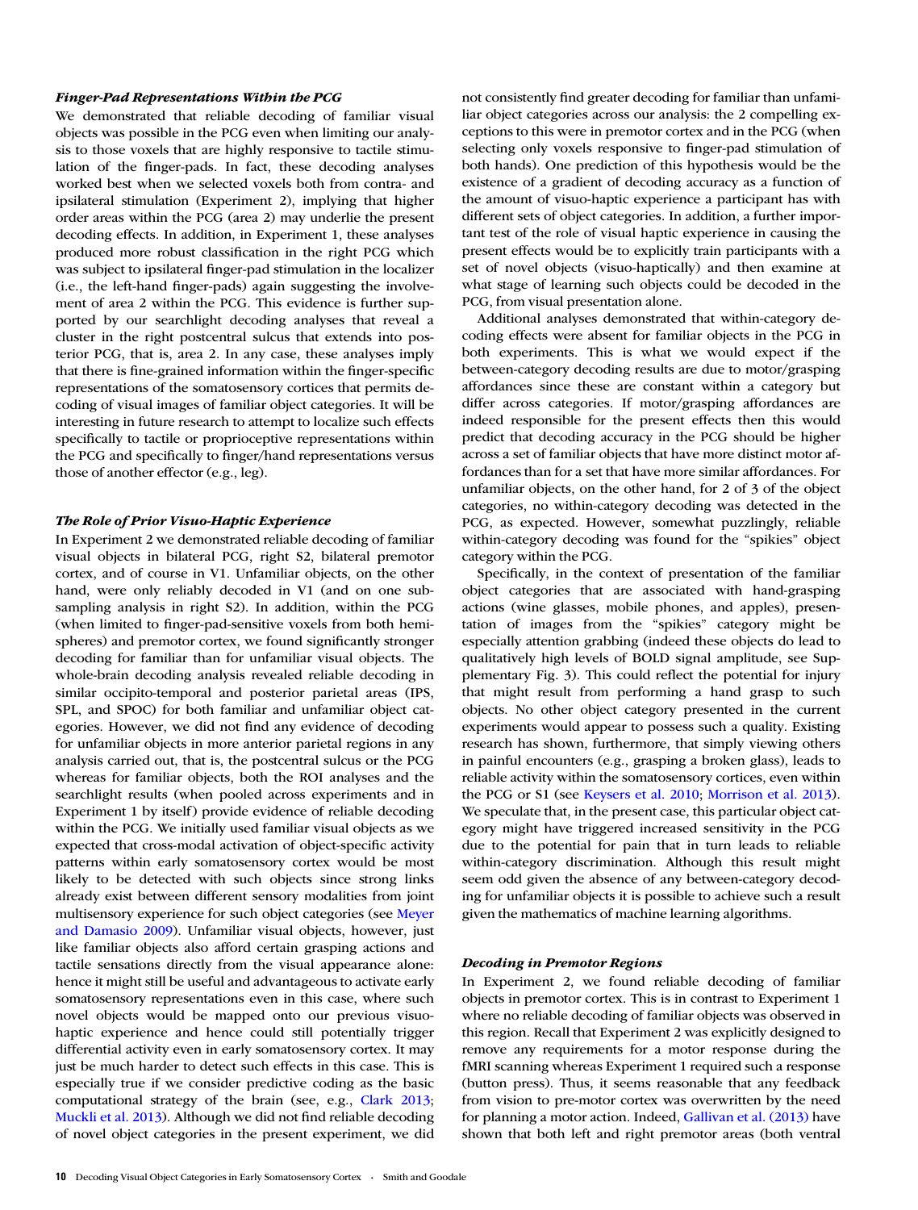### *Finger-Pad Representations Within the PCG*

We demonstrated that reliable decoding of familiar visual objects was possible in the PCG even when limiting our analysis to those voxels that are highly responsive to tactile stimulation of the finger-pads. In fact, these decoding analyses worked best when we selected voxels both from contra- and ipsilateral stimulation (Experiment 2), implying that higher order areas within the PCG (area 2) may underlie the present decoding effects. In addition, in Experiment 1, these analyses produced more robust classification in the right PCG which was subject to ipsilateral finger-pad stimulation in the localizer (i.e., the left-hand finger-pads) again suggesting the involvement of area 2 within the PCG. This evidence is further supported by our searchlight decoding analyses that reveal a cluster in the right postcentral sulcus that extends into posterior PCG, that is, area 2. In any case, these analyses imply that there is fine-grained information within the finger-specific representations of the somatosensory cortices that permits decoding of visual images of familiar object categories. It will be interesting in future research to attempt to localize such effects specifically to tactile or proprioceptive representations within the PCG and specifically to finger/hand representations versus those of another effector (e.g., leg).

### *The Role of Prior Visuo-Haptic Experience*

In Experiment 2 we demonstrated reliable decoding of familiar visual objects in bilateral PCG, right S2, bilateral premotor cortex, and of course in V1. Unfamiliar objects, on the other hand, were only reliably decoded in V1 (and on one subsampling analysis in right S2). In addition, within the PCG (when limited to finger-pad-sensitive voxels from both hemispheres) and premotor cortex, we found significantly stronger decoding for familiar than for unfamiliar visual objects. The whole-brain decoding analysis revealed reliable decoding in similar occipito-temporal and posterior parietal areas (IPS, SPL, and SPOC) for both familiar and unfamiliar object categories. However, we did not find any evidence of decoding for unfamiliar objects in more anterior parietal regions in any analysis carried out, that is, the postcentral sulcus or the PCG whereas for familiar objects, both the ROI analyses and the searchlight results (when pooled across experiments and in Experiment 1 by itself) provide evidence of reliable decoding within the PCG. We initially used familiar visual objects as we expected that cross-modal activation of object-specific activity patterns within early somatosensory cortex would be most likely to be detected with such objects since strong links already exist between different sensory modalities from joint multisensory experience for such object categories (see Meyer and Damasio 2009). Unfamiliar visual objects, however, just like familiar objects also afford certain grasping actions and tactile sensations directly from the visual appearance alone: hence it might still be useful and advantageous to activate early somatosensory representations even in this case, where such novel objects would be mapped onto our previous visuo-haptic experience and hence could still potentially trigger differential activity even in early somatosensory cortex. It may just be much harder to detect such effects in this case. This is especially true if we consider predictive coding as the basic computational strategy of the brain (see, e.g., Clark 2013; Muckli et al. 2013). Although we did not find reliable decoding of novel object categories in the present experiment, we did not consistently find greater decoding for familiar than unfamiliar object categories across our analysis: the 2 compelling exceptions to this were in premotor cortex and in the PCG (when selecting only voxels responsive to finger-pad stimulation of both hands). One prediction of this hypothesis would be the existence of a gradient of decoding accuracy as a function of the amount of visuo-haptic experience a participant has with different sets of object categories. In addition, a further important test of the role of visual haptic experience in causing the present effects would be to explicitly train participants with a set of novel objects (visuo-haptically) and then examine at what stage of learning such objects could be decoded in the PCG, from visual presentation alone.

Additional analyses demonstrated that within-category decoding effects were absent for familiar objects in the PCG in both experiments. This is what we would expect if the between-category decoding results are due to motor/grasping affordances since these are constant within a category but differ across categories. If motor/grasping affordances are indeed responsible for the present effects then this would predict that decoding accuracy in the PCG should be higher across a set of familiar objects that have more distinct motor affordances than for a set that have more similar affordances. For unfamiliar objects, on the other hand, for 2 of 3 of the object categories, no within-category decoding was detected in the PCG, as expected. However, somewhat puzzlingly, reliable within-category decoding was found for the "spikies" object category within the PCG.

Specifically, in the context of presentation of the familiar object categories that are associated with hand-grasping actions (wine glasses, mobile phones, and apples), presentation of images from the "spikies" category might be especially attention grabbing (indeed these objects do lead to qualitatively high levels of BOLD signal amplitude, see Supplementary Fig. 3). This could reflect the potential for injury that might result from performing a hand grasp to such objects. No other object category presented in the current experiments would appear to possess such a quality. Existing research has shown, furthermore, that simply viewing others in painful encounters (e.g., grasping a broken glass), leads to reliable activity within the somatosensory cortices, even within the PCG or S1 (see Keysers et al. 2010; Morrison et al. 2013). We speculate that, in the present case, this particular object category might have triggered increased sensitivity in the PCG due to the potential for pain that in turn leads to reliable within-category discrimination. Although this result might seem odd given the absence of any between-category decoding for unfamiliar objects it is possible to achieve such a result given the mathematics of machine learning algorithms.

### *Decoding in Premotor Regions*

In Experiment 2, we found reliable decoding of familiar objects in premotor cortex. This is in contrast to Experiment 1 where no reliable decoding of familiar objects was observed in this region. Recall that Experiment 2 was explicitly designed to remove any requirements for a motor response during the fMRI scanning whereas Experiment 1 required such a response (button press). Thus, it seems reasonable that any feedback from vision to pre-motor cortex was overwritten by the need for planning a motor action. Indeed, Gallivan et al. (2013) have shown that both left and right premotor areas (both ventral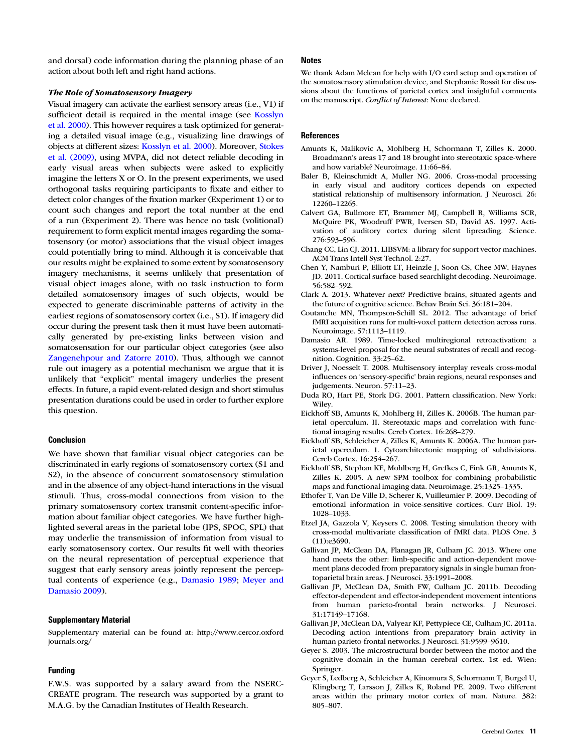and dorsal) code information during the planning phase of an action about both left and right hand actions.

### *The Role of Somatosensory Imagery*

Visual imagery can activate the earliest sensory areas (i.e., V1) if sufficient detail is required in the mental image (see Kosslyn et al. 2000). This however requires a task optimized for generating a detailed visual image (e.g., visualizing line drawings of objects at different sizes: Kosslyn et al. 2000). Moreover, Stokes et al. (2009), using MVPA, did not detect reliable decoding in early visual areas when subjects were asked to explicitly imagine the letters X or O. In the present experiments, we used orthogonal tasks requiring participants to fixate and either to detect color changes of the fixation marker (Experiment 1) or to count such changes and report the total number at the end of a run (Experiment 2). There was hence no task (volitional) requirement to form explicit mental images regarding the somatosensory (or motor) associations that the visual object images could potentially bring to mind. Although it is conceivable that our results might be explained to some extent by somatosensory imagery mechanisms, it seems unlikely that presentation of visual object images alone, with no task instruction to form detailed somatosensory images of such objects, would be expected to generate discriminable patterns of activity in the earliest regions of somatosensory cortex (i.e., S1). If imagery did occur during the present task then it must have been automatically generated by pre-existing links between vision and somatosensation for our particular object categories (see also Zangenehpour and Zatorre 2010). Thus, although we cannot rule out imagery as a potential mechanism we argue that it is unlikely that "explicit" mental imagery underlies the present effects. In future, a rapid event-related design and short stimulus presentation durations could be used in order to further explore this question.

## Conclusion

We have shown that familiar visual object categories can be discriminated in early regions of somatosensory cortex (S1 and S2), in the absence of concurrent somatosensory stimulation and in the absence of any object-hand interactions in the visual stimuli. Thus, cross-modal connections from vision to the primary somatosensory cortex transmit content-specific information about familiar object categories. We have further highlighted several areas in the parietal lobe (IPS, SPOC, SPL) that may underlie the transmission of information from visual to early somatosensory cortex. Our results fit well with theories on the neural representation of perceptual experience that suggest that early sensory areas jointly represent the perceptual contents of experience (e.g., Damasio 1989; Meyer and Damasio 2009).

## Supplementary Material

Supplementary material can be found at: http://www.cercor.oxfordjournals.org/

## Funding

F.W.S. was supported by a salary award from the NSERC-CREATE program. The research was supported by a grant to M.A.G. by the Canadian Institutes of Health Research.

## Notes

We thank Adam Mclean for help with I/O card setup and operation of the somatosensory stimulation device, and Stephanie Rossit for discussions about the functions of parietal cortex and insightful comments on the manuscript. *Conflict of Interest*: None declared.

## References

Amunts K, Malikovic A, Mohlberg H, Schormann T, Zilles K. 2000. Broadmann's areas 17 and 18 brought into stereotaxic space-where and how variable? Neuroimage. 11:66–84.

Baler B, Kleinschmidt A, Muller NG. 2006. Cross-modal processing in early visual and auditory cortices depends on expected statistical relationship of multisensory information. J Neurosci. 26: 12260–12265.

Calvert GA, Bullmore ET, Brammer MJ, Campbell R, Williams SCR, McQuire PK, Woodruff PWR, Iversen SD, David AS. 1997. Activation of auditory cortex during silent lipreading. Science. 276:593–596.

Chang CC, Lin CJ. 2011. LIBSVM: a library for support vector machines. ACM Trans Intell Syst Technol. 2:27.

Chen Y, Namburi P, Elliott LT, Heinzle J, Soon CS, Chee MW, Haynes JD. 2011. Cortical surface-based searchlight decoding. Neuroimage. 56:582–592.

Clark A. 2013. Whatever next? Predictive brains, situated agents and the future of cognitive science. Behav Brain Sci. 36:181–204.

Coutanche MN, Thompson-Schill SL. 2012. The advantage of brief fMRI acquisition runs for multi-voxel pattern detection across runs. Neuroimage. 57:1113–1119.

Damasio AR. 1989. Time-locked multiregional retroactivation: a systems-level proposal for the neural substrates of recall and recognition. Cognition. 33:25–62.

Driver J, Noesselt T. 2008. Multisensory interplay reveals cross-modal influences on 'sensory-specific' brain regions, neural responses and judgements. Neuron. 57:11–23.

Duda RO, Hart PE, Stork DG. 2001. Pattern classification. New York: Wiley.

Eickhoff SB, Amunts K, Mohlberg H, Zilles K. 2006B. The human parietal operculum. II. Stereotaxic maps and correlation with functional imaging results. Cereb Cortex. 16:268–279.

Eickhoff SB, Schleicher A, Zilles K, Amunts K. 2006A. The human parietal operculum. 1. Cytoarchitectonic mapping of subdivisions. Cereb Cortex. 16:254–267.

Eickhoff SB, Stephan KE, Mohlberg H, Grefkes C, Fink GR, Amunts K, Zilles K. 2005. A new SPM toolbox for combining probabilistic maps and functional imaging data. Neuroimage. 25:1325–1335.

Ethofer T, Van De Ville D, Scherer K, Vuilleumier P. 2009. Decoding of emotional information in voice-sensitive cortices. Curr Biol. 19: 1028–1033.

Etzel JA, Gazzola V, Keysers C. 2008. Testing simulation theory with cross-modal multivariate classification of fMRI data. PLOS One. 3 (11):e3690.

Gallivan JP, McClean DA, Flanagan JR, Culham JC. 2013. Where one hand meets the other: limb-specific and action-dependent movement plans decoded from preparatory signals in single human frontoparietal brain areas. J Neurosci. 33:1991–2008.

Gallivan JP, McClean DA, Smith FW, Culham JC. 2011b. Decoding effector-dependent and effector-independent movement intentions from human parieto-frontal brain networks. J Neurosci. 31:17149–17168.

Gallivan JP, McClean DA, Valyear KF, Pettypiece CE, Culham JC. 2011a. Decoding action intentions from preparatory brain activity in human parieto-frontal networks. J Neurosci. 31:9599–9610.

Geyer S. 2003. The microstructural border between the motor and the cognitive domain in the human cerebral cortex. 1st ed. Wien: Springer.

Geyer S, Ledberg A, Schleicher A, Kinomura S, Schormann T, Burgel U, Klingberg T, Larsson J, Zilles K, Roland PE. 2009. Two different areas within the primary motor cortex of man. Nature. 382: 805–807.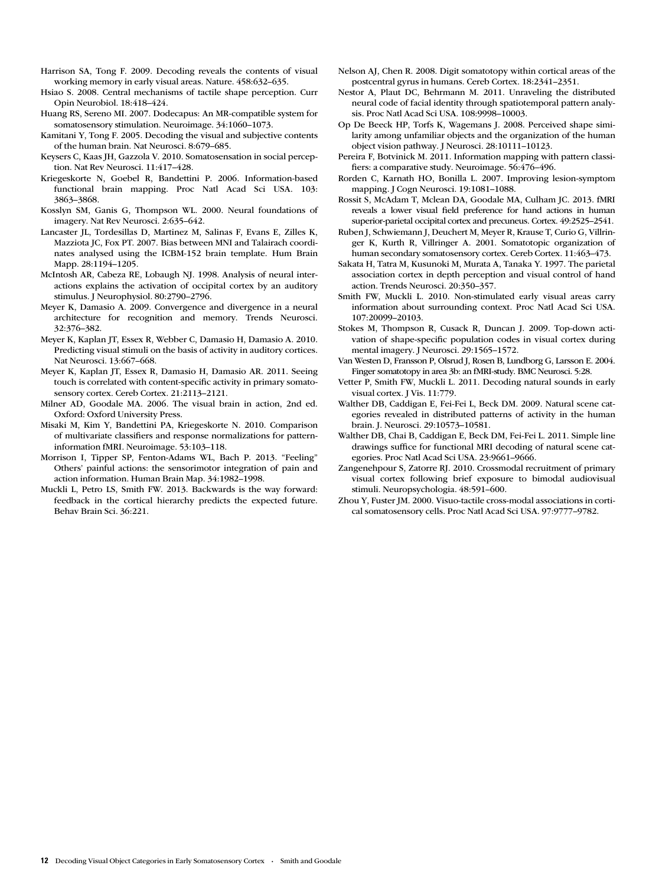Harrison SA, Tong F. 2009. Decoding reveals the contents of visual working memory in early visual areas. Nature. 458:632–635.

Hsiao S. 2008. Central mechanisms of tactile shape perception. Curr Opin Neurobiol. 18:418–424.

Huang RS, Sereno MI. 2007. Dodecapus: An MR-compatible system for somatosensory stimulation. Neuroimage. 34:1060–1073.

Kamitani Y, Tong F. 2005. Decoding the visual and subjective contents of the human brain. Nat Neurosci. 8:679–685.

Keysers C, Kaas JH, Gazzola V. 2010. Somatosensation in social perception. Nat Rev Neurosci. 11:417–428.

Kriegeskorte N, Goebel R, Bandettini P. 2006. Information-based functional brain mapping. Proc Natl Acad Sci USA. 103: 3863–3868.

Kosslyn SM, Ganis G, Thompson WL. 2000. Neural foundations of imagery. Nat Rev Neurosci. 2:635–642.

Lancaster JL, Tordesillas D, Martinez M, Salinas F, Evans E, Zilles K, Mazziota JC, Fox PT. 2007. Bias between MNI and Talairach coordinates analysed using the ICBM-152 brain template. Hum Brain Mapp. 28:1194–1205.

McIntosh AR, Cabeza RE, Lobaugh NJ. 1998. Analysis of neural interactions explains the activation of occipital cortex by an auditory stimulus. J Neurophysiol. 80:2790–2796.

Meyer K, Damasio A. 2009. Convergence and divergence in a neural architecture for recognition and memory. Trends Neurosci. 32:376–382.

Meyer K, Kaplan JT, Essex R, Webber C, Damasio H, Damasio A. 2010. Predicting visual stimuli on the basis of activity in auditory cortices. Nat Neurosci. 13:667–668.

Meyer K, Kaplan JT, Essex R, Damasio H, Damasio AR. 2011. Seeing touch is correlated with content-specific activity in primary somatosensory cortex. Cereb Cortex. 21:2113–2121.

Milner AD, Goodale MA. 2006. The visual brain in action, 2nd ed. Oxford: Oxford University Press.

Misaki M, Kim Y, Bandettini PA, Kriegeskorte N. 2010. Comparison of multivariate classifiers and response normalizations for pattern-information fMRI. Neuroimage. 53:103–118.

Morrison I, Tipper SP, Fenton-Adams WL, Bach P. 2013. "Feeling" Others' painful actions: the sensorimotor integration of pain and action information. Human Brain Map. 34:1982–1998.

Muckli L, Petro LS, Smith FW. 2013. Backwards is the way forward: feedback in the cortical hierarchy predicts the expected future. Behav Brain Sci. 36:221.

Nelson AJ, Chen R. 2008. Digit somatotopy within cortical areas of the postcentral gyrus in humans. Cereb Cortex. 18:2341–2351.

Nestor A, Plaut DC, Behrmann M. 2011. Unraveling the distributed neural code of facial identity through spatiotemporal pattern analysis. Proc Natl Acad Sci USA. 108:9998–10003.

Op De Beeck HP, Torfs K, Wagemans J. 2008. Perceived shape similarity among unfamiliar objects and the organization of the human object vision pathway. J Neurosci. 28:10111–10123.

Pereira F, Botvinick M. 2011. Information mapping with pattern classifiers: a comparative study. Neuroimage. 56:476–496.

Rorden C, Karnath HO, Bonilla L. 2007. Improving lesion-symptom mapping. J Cogn Neurosci. 19:1081–1088.

Rossit S, McAdam T, Mclean DA, Goodale MA, Culham JC. 2013. fMRI reveals a lower visual field preference for hand actions in human superior-parietal occipital cortex and precuneus. Cortex. 49:2525–2541.

Ruben J, Schwiemann J, Deuchert M, Meyer R, Krause T, Curio G, Villringer K, Kurth R, Villringer A. 2001. Somatotopic organization of human secondary somatosensory cortex. Cereb Cortex. 11:463–473.

Sakata H, Tatra M, Kusunoki M, Murata A, Tanaka Y. 1997. The parietal association cortex in depth perception and visual control of hand action. Trends Neurosci. 20:350–357.

Smith FW, Muckli L. 2010. Non-stimulated early visual areas carry information about surrounding context. Proc Natl Acad Sci USA. 107:20099–20103.

Stokes M, Thompson R, Cusack R, Duncan J. 2009. Top-down activation of shape-specific population codes in visual cortex during mental imagery. J Neurosci. 29:1565–1572.

Van Westen D, Fransson P, Olsrud J, Rosen B, Lundborg G, Larsson E. 2004. Finger somatotopy in area 3b: an fMRI-study. BMC Neurosci. 5:28.

Vetter P, Smith FW, Muckli L. 2011. Decoding natural sounds in early visual cortex. J Vis. 11:779.

Walther DB, Caddigan E, Fei-Fei L, Beck DM. 2009. Natural scene categories revealed in distributed patterns of activity in the human brain. J. Neurosci. 29:10573–10581.

Walther DB, Chai B, Caddigan E, Beck DM, Fei-Fei L. 2011. Simple line drawings suffice for functional MRI decoding of natural scene categories. Proc Natl Acad Sci USA. 23:9661–9666.

Zangenehpour S, Zatorre RJ. 2010. Crossmodal recruitment of primary visual cortex following brief exposure to bimodal audiovisual stimuli. Neuropsychologia. 48:591–600.

Zhou Y, Fuster JM. 2000. Visuo-tactile cross-modal associations in cortical somatosensory cells. Proc Natl Acad Sci USA. 97:9777–9782.